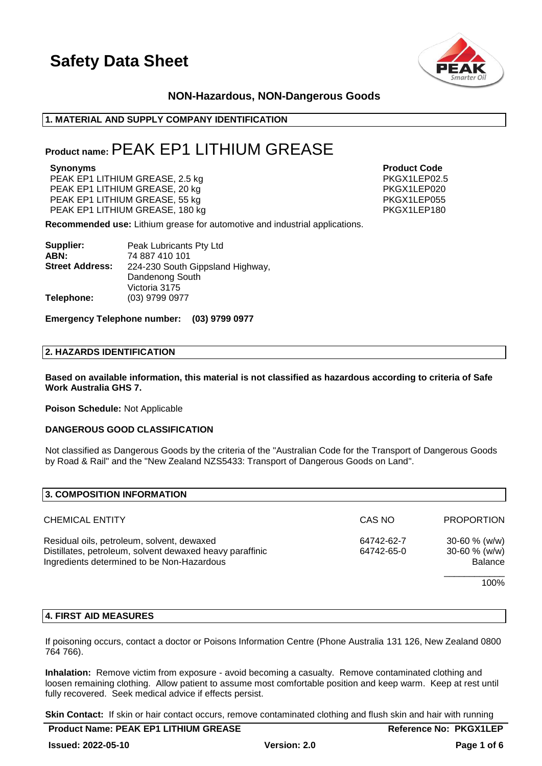# Safety Data Sheet

**NON-Hazardous, NON-Dangerous Goods**

## 1. MATERIAL AND SUPPLY COMPANY IDENTIFICATION

**Product name:** PEAK EP1 LITHIUM GREASE

| Synonyms | Product Code |
|---|---|
| PEAK EP1 LITHIUM GREASE, 2.5 kg | PKGX1LEP02.5 |
| PEAK EP1 LITHIUM GREASE, 20 kg | PKGX1LEP020 |
| PEAK EP1 LITHIUM GREASE, 55 kg | PKGX1LEP055 |
| PEAK EP1 LITHIUM GREASE, 180 kg | PKGX1LEP180 |

**Recommended use:** Lithium grease for automotive and industrial applications.

**Supplier:** Peak Lubricants Pty Ltd
**ABN:** 74 887 410 101
**Street Address:** 224-230 South Gippsland Highway, Dandenong South Victoria 3175
**Telephone:** (03) 9799 0977

**Emergency Telephone number: (03) 9799 0977**

## 2. HAZARDS IDENTIFICATION

**Based on available information, this material is not classified as hazardous according to criteria of Safe Work Australia GHS 7.**

**Poison Schedule:** Not Applicable

**DANGEROUS GOOD CLASSIFICATION**

Not classified as Dangerous Goods by the criteria of the "Australian Code for the Transport of Dangerous Goods by Road & Rail" and the "New Zealand NZS5433: Transport of Dangerous Goods on Land".

## 3. COMPOSITION INFORMATION

| CHEMICAL ENTITY | CAS NO | PROPORTION |
|---|---|---|
| Residual oils, petroleum, solvent, dewaxed | 64742-62-7 | 30-60 % (w/w) |
| Distillates, petroleum, solvent dewaxed heavy paraffinic | 64742-65-0 | 30-60 % (w/w) |
| Ingredients determined to be Non-Hazardous | | Balance |
| | | 100% |

## 4. FIRST AID MEASURES

If poisoning occurs, contact a doctor or Poisons Information Centre (Phone Australia 131 126, New Zealand 0800 764 766).

**Inhalation:** Remove victim from exposure - avoid becoming a casualty. Remove contaminated clothing and loosen remaining clothing. Allow patient to assume most comfortable position and keep warm. Keep at rest until fully recovered. Seek medical advice if effects persist.

**Skin Contact:** If skin or hair contact occurs, remove contaminated clothing and flush skin and hair with running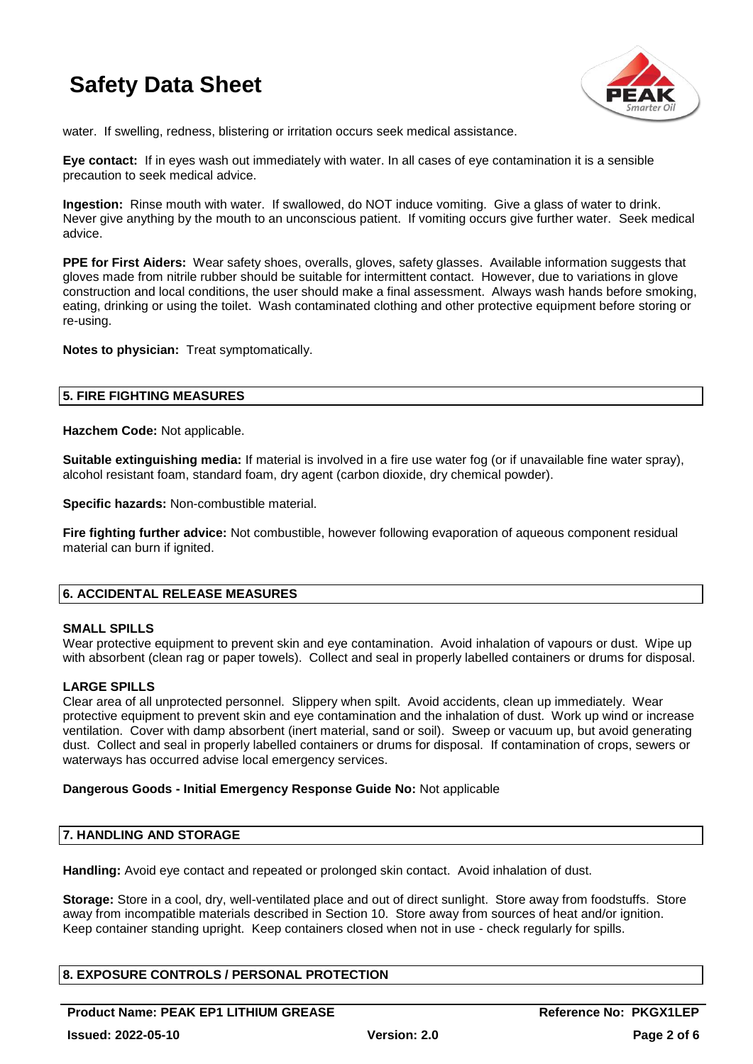water. If swelling, redness, blistering or irritation occurs seek medical assistance.

**Eye contact:** If in eyes wash out immediately with water. In all cases of eye contamination it is a sensible precaution to seek medical advice.

**Ingestion:** Rinse mouth with water. If swallowed, do NOT induce vomiting. Give a glass of water to drink. Never give anything by the mouth to an unconscious patient. If vomiting occurs give further water. Seek medical advice.

**PPE for First Aiders:** Wear safety shoes, overalls, gloves, safety glasses. Available information suggests that gloves made from nitrile rubber should be suitable for intermittent contact. However, due to variations in glove construction and local conditions, the user should make a final assessment. Always wash hands before smoking, eating, drinking or using the toilet. Wash contaminated clothing and other protective equipment before storing or re-using.

**Notes to physician:** Treat symptomatically.

## 5. FIRE FIGHTING MEASURES

**Hazchem Code:** Not applicable.

**Suitable extinguishing media:** If material is involved in a fire use water fog (or if unavailable fine water spray), alcohol resistant foam, standard foam, dry agent (carbon dioxide, dry chemical powder).

**Specific hazards:** Non-combustible material.

**Fire fighting further advice:** Not combustible, however following evaporation of aqueous component residual material can burn if ignited.

## 6. ACCIDENTAL RELEASE MEASURES

### SMALL SPILLS

Wear protective equipment to prevent skin and eye contamination. Avoid inhalation of vapours or dust. Wipe up with absorbent (clean rag or paper towels). Collect and seal in properly labelled containers or drums for disposal.

### LARGE SPILLS

Clear area of all unprotected personnel. Slippery when spilt. Avoid accidents, clean up immediately. Wear protective equipment to prevent skin and eye contamination and the inhalation of dust. Work up wind or increase ventilation. Cover with damp absorbent (inert material, sand or soil). Sweep or vacuum up, but avoid generating dust. Collect and seal in properly labelled containers or drums for disposal. If contamination of crops, sewers or waterways has occurred advise local emergency services.

**Dangerous Goods - Initial Emergency Response Guide No:** Not applicable

## 7. HANDLING AND STORAGE

**Handling:** Avoid eye contact and repeated or prolonged skin contact. Avoid inhalation of dust.

**Storage:** Store in a cool, dry, well-ventilated place and out of direct sunlight. Store away from foodstuffs. Store away from incompatible materials described in Section 10. Store away from sources of heat and/or ignition. Keep container standing upright. Keep containers closed when not in use - check regularly for spills.

## 8. EXPOSURE CONTROLS / PERSONAL PROTECTION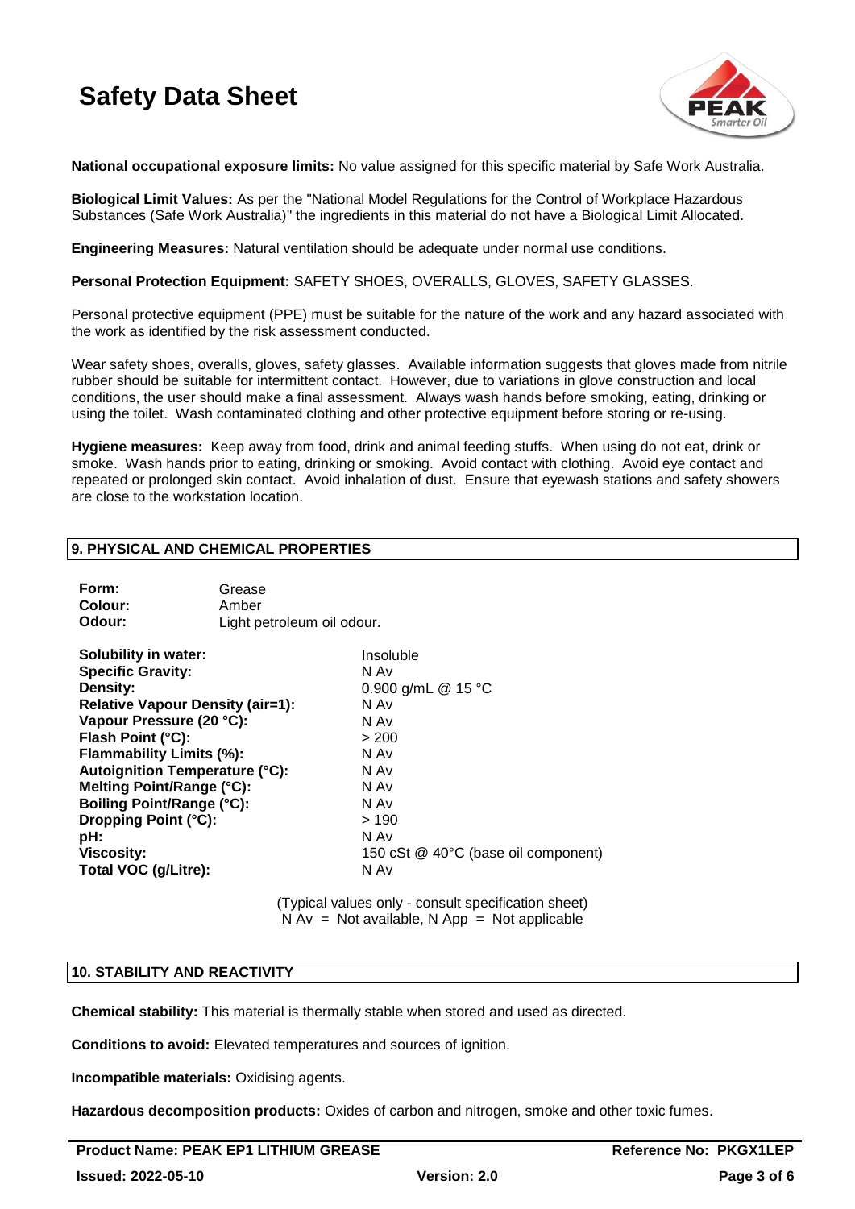**National occupational exposure limits:** No value assigned for this specific material by Safe Work Australia.

**Biological Limit Values:** As per the "National Model Regulations for the Control of Workplace Hazardous Substances (Safe Work Australia)" the ingredients in this material do not have a Biological Limit Allocated.

**Engineering Measures:** Natural ventilation should be adequate under normal use conditions.

**Personal Protection Equipment:** SAFETY SHOES, OVERALLS, GLOVES, SAFETY GLASSES.

Personal protective equipment (PPE) must be suitable for the nature of the work and any hazard associated with the work as identified by the risk assessment conducted.

Wear safety shoes, overalls, gloves, safety glasses. Available information suggests that gloves made from nitrile rubber should be suitable for intermittent contact. However, due to variations in glove construction and local conditions, the user should make a final assessment. Always wash hands before smoking, eating, drinking or using the toilet. Wash contaminated clothing and other protective equipment before storing or re-using.

**Hygiene measures:** Keep away from food, drink and animal feeding stuffs. When using do not eat, drink or smoke. Wash hands prior to eating, drinking or smoking. Avoid contact with clothing. Avoid eye contact and repeated or prolonged skin contact. Avoid inhalation of dust. Ensure that eyewash stations and safety showers are close to the workstation location.

## 9. PHYSICAL AND CHEMICAL PROPERTIES

**Form:** Grease
**Colour:** Amber
**Odour:** Light petroleum oil odour.

| | |
|---|---|
| **Solubility in water:** | Insoluble |
| **Specific Gravity:** | N Av |
| **Density:** | 0.900 g/mL @ 15 °C |
| **Relative Vapour Density (air=1):** | N Av |
| **Vapour Pressure (20 °C):** | N Av |
| **Flash Point (°C):** | > 200 |
| **Flammability Limits (%):** | N Av |
| **Autoignition Temperature (°C):** | N Av |
| **Melting Point/Range (°C):** | N Av |
| **Boiling Point/Range (°C):** | N Av |
| **Dropping Point (°C):** | > 190 |
| **pH:** | N Av |
| **Viscosity:** | 150 cSt @ 40°C (base oil component) |
| **Total VOC (g/Litre):** | N Av |

(Typical values only - consult specification sheet)
N Av = Not available, N App = Not applicable

## 10. STABILITY AND REACTIVITY

**Chemical stability:** This material is thermally stable when stored and used as directed.

**Conditions to avoid:** Elevated temperatures and sources of ignition.

**Incompatible materials:** Oxidising agents.

**Hazardous decomposition products:** Oxides of carbon and nitrogen, smoke and other toxic fumes.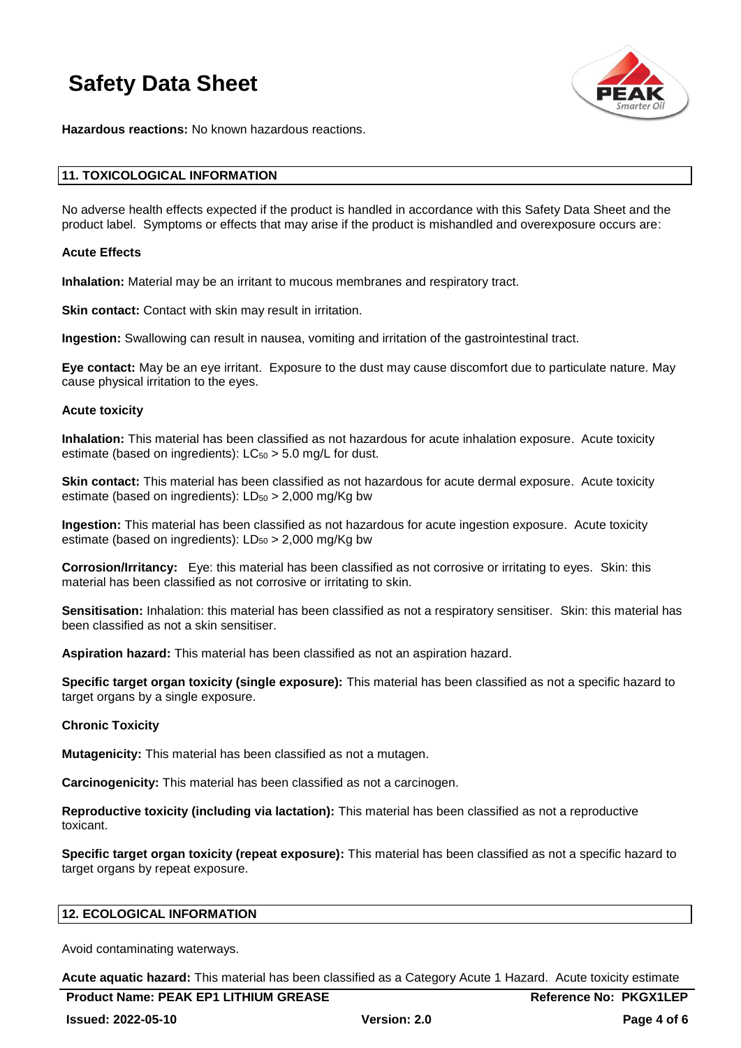**Hazardous reactions:** No known hazardous reactions.

## 11. TOXICOLOGICAL INFORMATION

No adverse health effects expected if the product is handled in accordance with this Safety Data Sheet and the product label. Symptoms or effects that may arise if the product is mishandled and overexposure occurs are:

**Acute Effects**

**Inhalation:** Material may be an irritant to mucous membranes and respiratory tract.

**Skin contact:** Contact with skin may result in irritation.

**Ingestion:** Swallowing can result in nausea, vomiting and irritation of the gastrointestinal tract.

**Eye contact:** May be an eye irritant. Exposure to the dust may cause discomfort due to particulate nature. May cause physical irritation to the eyes.

**Acute toxicity**

**Inhalation:** This material has been classified as not hazardous for acute inhalation exposure. Acute toxicity estimate (based on ingredients): $LC_{50}$ > 5.0 mg/L for dust.

**Skin contact:** This material has been classified as not hazardous for acute dermal exposure. Acute toxicity estimate (based on ingredients): $LD_{50}$ > 2,000 mg/Kg bw

**Ingestion:** This material has been classified as not hazardous for acute ingestion exposure. Acute toxicity estimate (based on ingredients): $LD_{50}$ > 2,000 mg/Kg bw

**Corrosion/Irritancy:** Eye: this material has been classified as not corrosive or irritating to eyes. Skin: this material has been classified as not corrosive or irritating to skin.

**Sensitisation:** Inhalation: this material has been classified as not a respiratory sensitiser. Skin: this material has been classified as not a skin sensitiser.

**Aspiration hazard:** This material has been classified as not an aspiration hazard.

**Specific target organ toxicity (single exposure):** This material has been classified as not a specific hazard to target organs by a single exposure.

**Chronic Toxicity**

**Mutagenicity:** This material has been classified as not a mutagen.

**Carcinogenicity:** This material has been classified as not a carcinogen.

**Reproductive toxicity (including via lactation):** This material has been classified as not a reproductive toxicant.

**Specific target organ toxicity (repeat exposure):** This material has been classified as not a specific hazard to target organs by repeat exposure.

## 12. ECOLOGICAL INFORMATION

Avoid contaminating waterways.

**Acute aquatic hazard:** This material has been classified as a Category Acute 1 Hazard. Acute toxicity estimate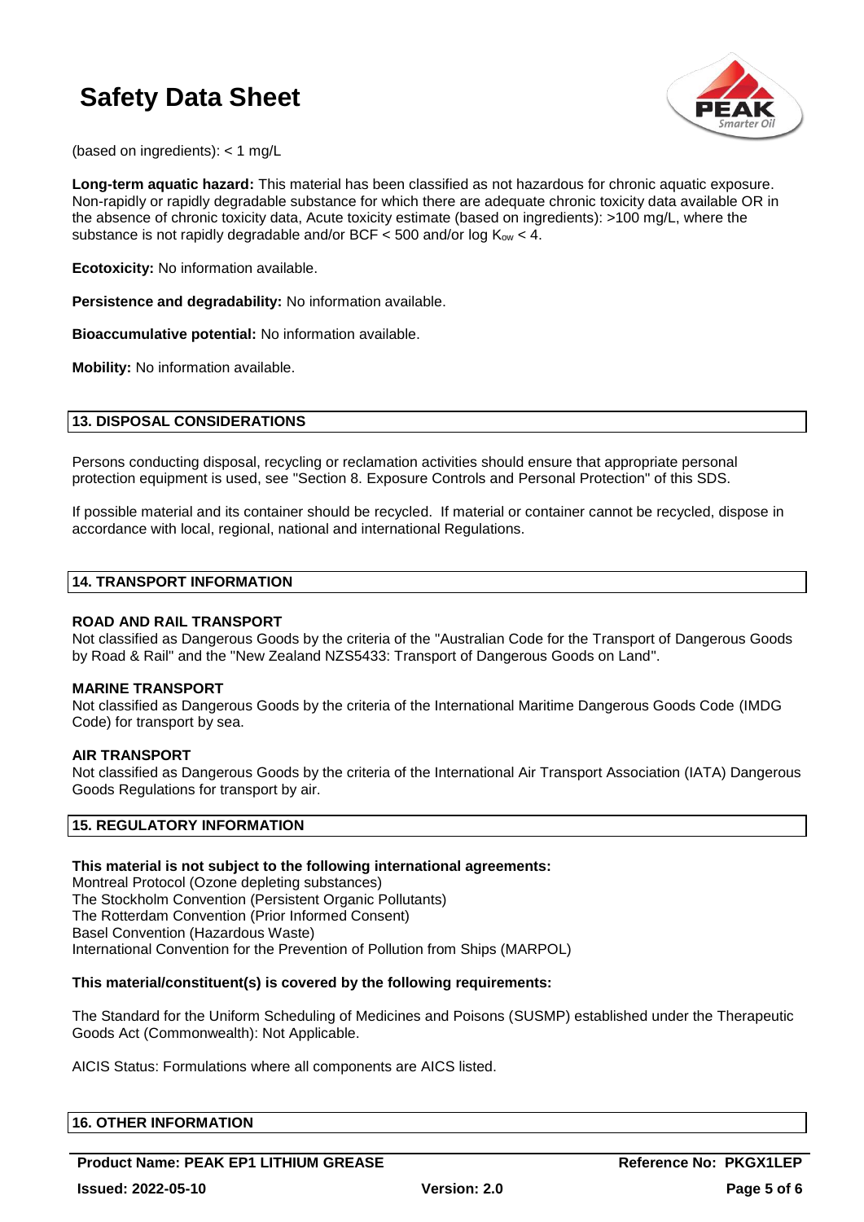(based on ingredients): < 1 mg/L

**Long-term aquatic hazard:** This material has been classified as not hazardous for chronic aquatic exposure. Non-rapidly or rapidly degradable substance for which there are adequate chronic toxicity data available OR in the absence of chronic toxicity data, Acute toxicity estimate (based on ingredients): >100 mg/L, where the substance is not rapidly degradable and/or BCF < 500 and/or log $K_{ow}$ < 4.

**Ecotoxicity:** No information available.

**Persistence and degradability:** No information available.

**Bioaccumulative potential:** No information available.

**Mobility:** No information available.

## 13. DISPOSAL CONSIDERATIONS

Persons conducting disposal, recycling or reclamation activities should ensure that appropriate personal protection equipment is used, see "Section 8. Exposure Controls and Personal Protection" of this SDS.

If possible material and its container should be recycled. If material or container cannot be recycled, dispose in accordance with local, regional, national and international Regulations.

## 14. TRANSPORT INFORMATION

### ROAD AND RAIL TRANSPORT

Not classified as Dangerous Goods by the criteria of the "Australian Code for the Transport of Dangerous Goods by Road & Rail" and the "New Zealand NZS5433: Transport of Dangerous Goods on Land".

### MARINE TRANSPORT

Not classified as Dangerous Goods by the criteria of the International Maritime Dangerous Goods Code (IMDG Code) for transport by sea.

### AIR TRANSPORT

Not classified as Dangerous Goods by the criteria of the International Air Transport Association (IATA) Dangerous Goods Regulations for transport by air.

## 15. REGULATORY INFORMATION

**This material is not subject to the following international agreements:**

Montreal Protocol (Ozone depleting substances)
The Stockholm Convention (Persistent Organic Pollutants)
The Rotterdam Convention (Prior Informed Consent)
Basel Convention (Hazardous Waste)
International Convention for the Prevention of Pollution from Ships (MARPOL)

**This material/constituent(s) is covered by the following requirements:**

The Standard for the Uniform Scheduling of Medicines and Poisons (SUSMP) established under the Therapeutic Goods Act (Commonwealth): Not Applicable.

AICIS Status: Formulations where all components are AICS listed.

## 16. OTHER INFORMATION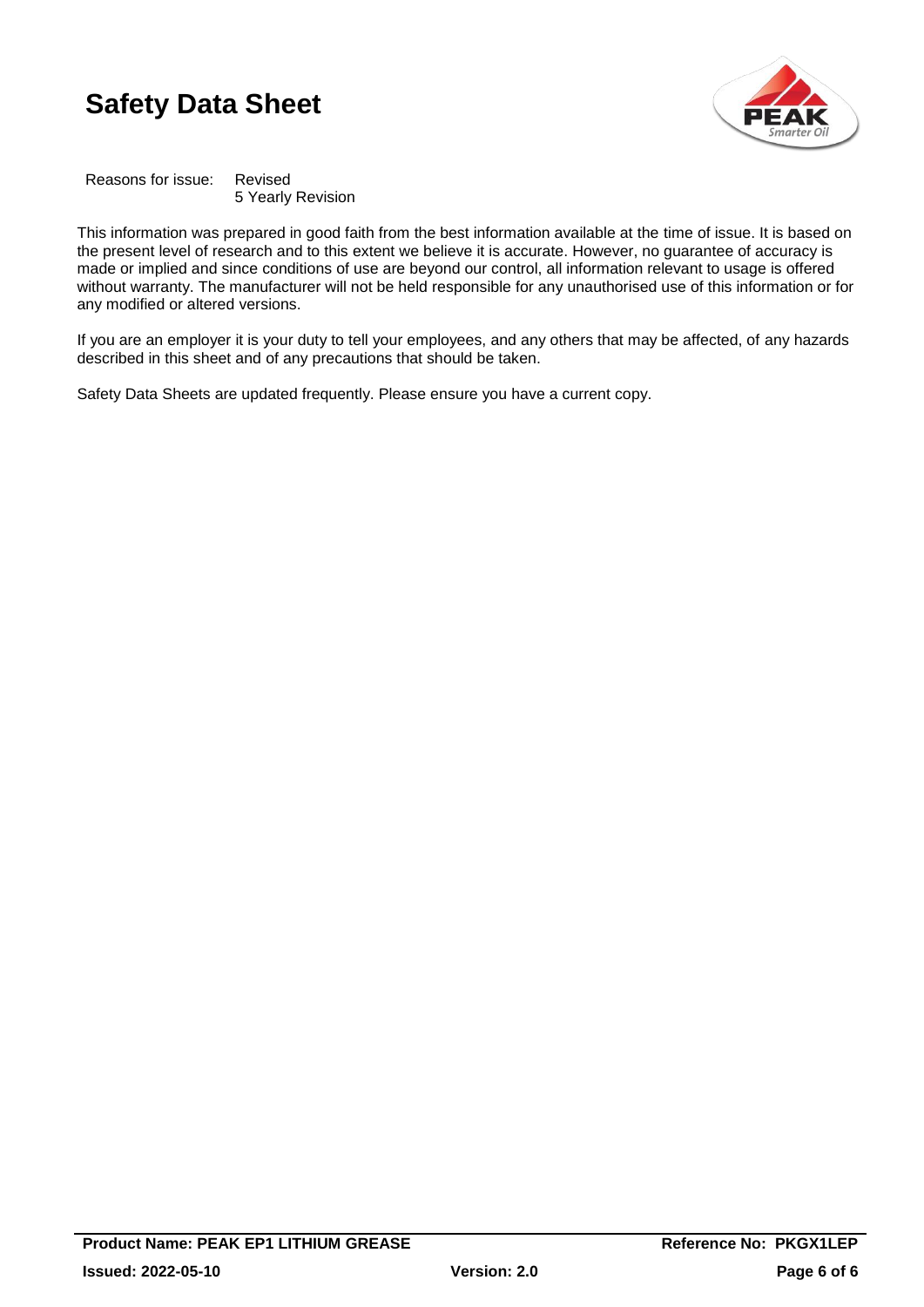# Safety Data Sheet

Reasons for issue: Revised
5 Yearly Revision

This information was prepared in good faith from the best information available at the time of issue. It is based on the present level of research and to this extent we believe it is accurate. However, no guarantee of accuracy is made or implied and since conditions of use are beyond our control, all information relevant to usage is offered without warranty. The manufacturer will not be held responsible for any unauthorised use of this information or for any modified or altered versions.

If you are an employer it is your duty to tell your employees, and any others that may be affected, of any hazards described in this sheet and of any precautions that should be taken.

Safety Data Sheets are updated frequently. Please ensure you have a current copy.